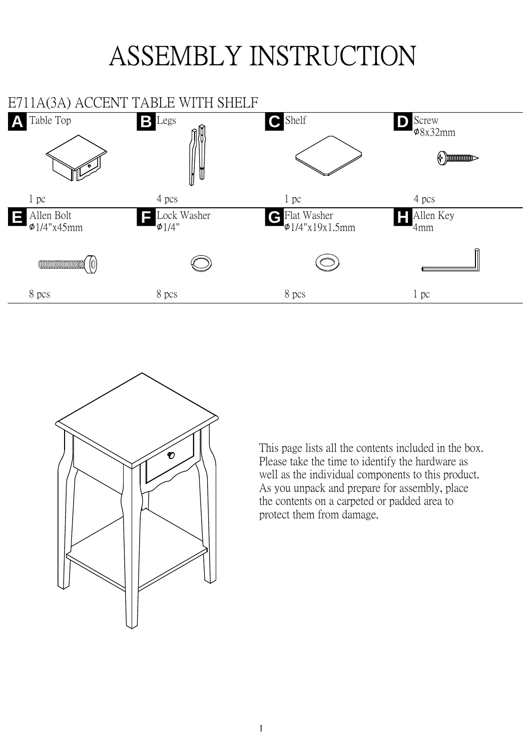# ASSEMBLY INSTRUCTION

## E711A(3A) ACCENT TABLE WITH SHELF

| | Part | Specification | Quantity |
|---|---|---|---|
| A | Table Top | | 1 pc |
| B | Legs | | 4 pcs |
| C | Shelf | | 1 pc |
| D | Screw | Φ8x32mm | 4 pcs |
| E | Allen Bolt | Φ1/4"x45mm | 8 pcs |
| F | Lock Washer | Φ1/4" | 8 pcs |
| G | Flat Washer | Φ1/4"x19x1.5mm | 8 pcs |
| H | Allen Key | 4mm | 1 pc |

This page lists all the contents included in the box. Please take the time to identify the hardware as well as the individual components to this product. As you unpack and prepare for assembly, place the contents on a carpeted or padded area to protect them from damage.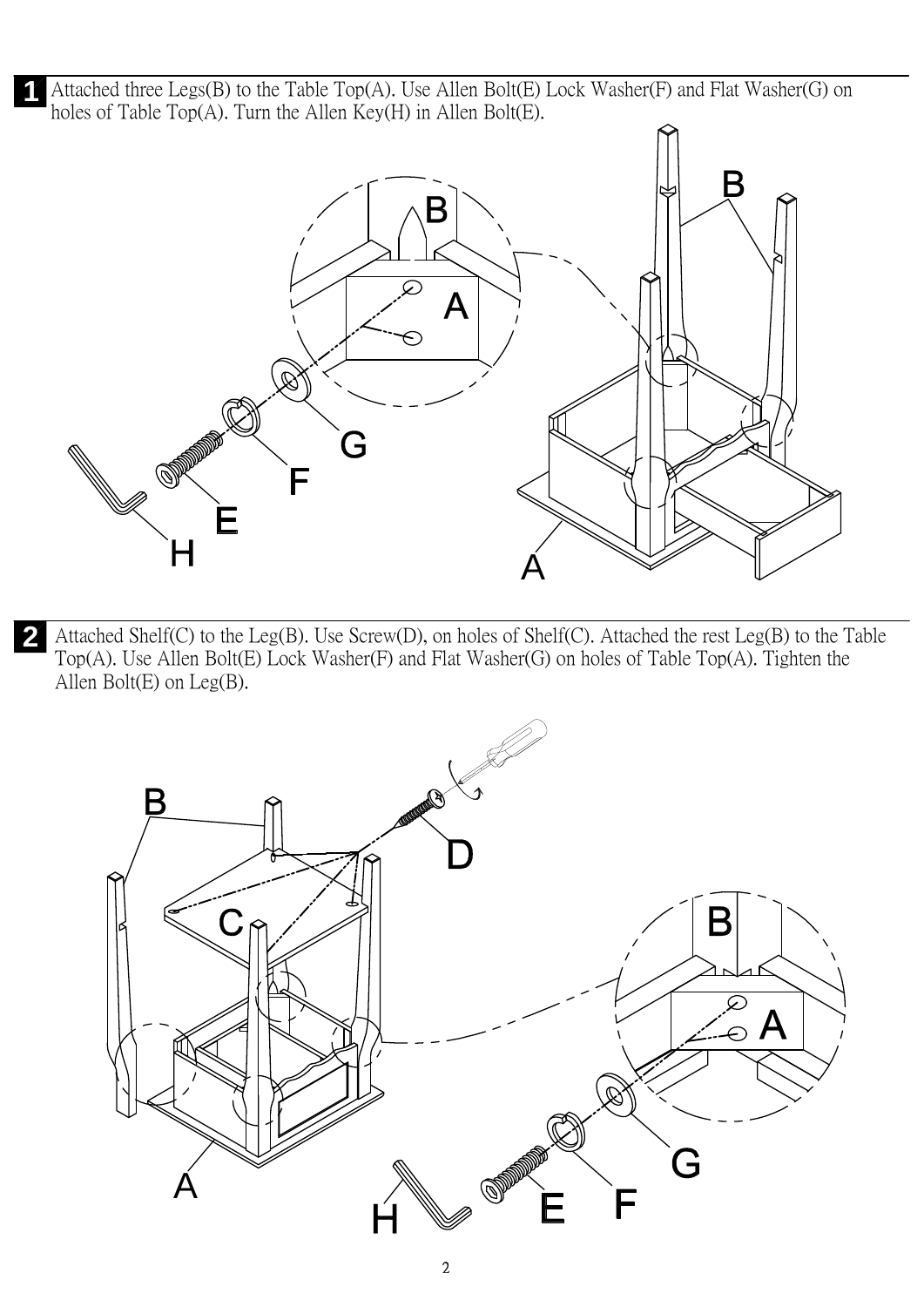**1** Attached three Legs(B) to the Table Top(A). Use Allen Bolt(E) Lock Washer(F) and Flat Washer(G) on holes of Table Top(A). Turn the Allen Key(H) in Allen Bolt(E).

**2** Attached Shelf(C) to the Leg(B). Use Screw(D), on holes of Shelf(C). Attached the rest Leg(B) to the Table Top(A). Use Allen Bolt(E) Lock Washer(F) and Flat Washer(G) on holes of Table Top(A). Tighten the Allen Bolt(E) on Leg(B).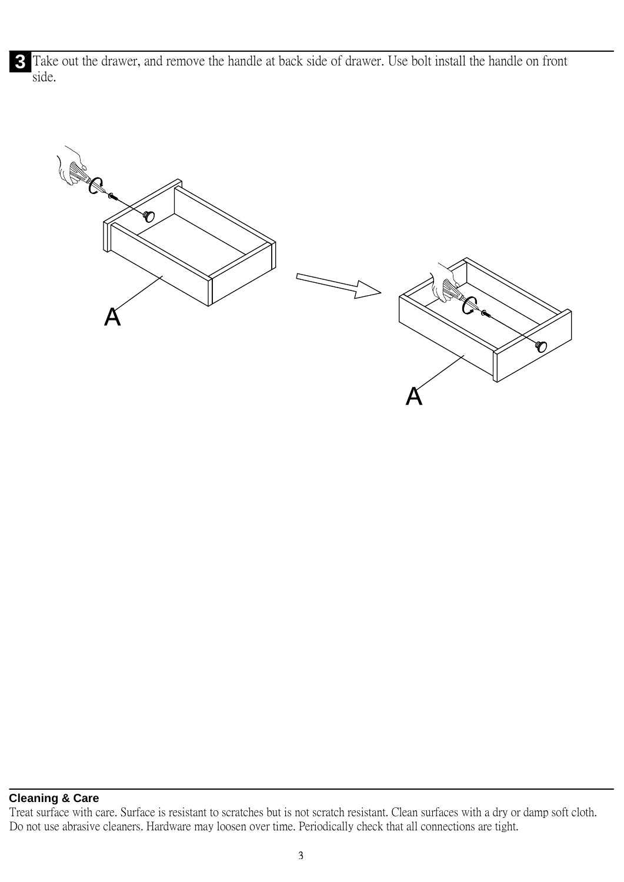**3** Take out the drawer, and remove the handle at back side of drawer. Use bolt install the handle on front side.

A

A

## Cleaning & Care

Treat surface with care. Surface is resistant to scratches but is not scratch resistant. Clean surfaces with a dry or damp soft cloth. Do not use abrasive cleaners. Hardware may loosen over time. Periodically check that all connections are tight.